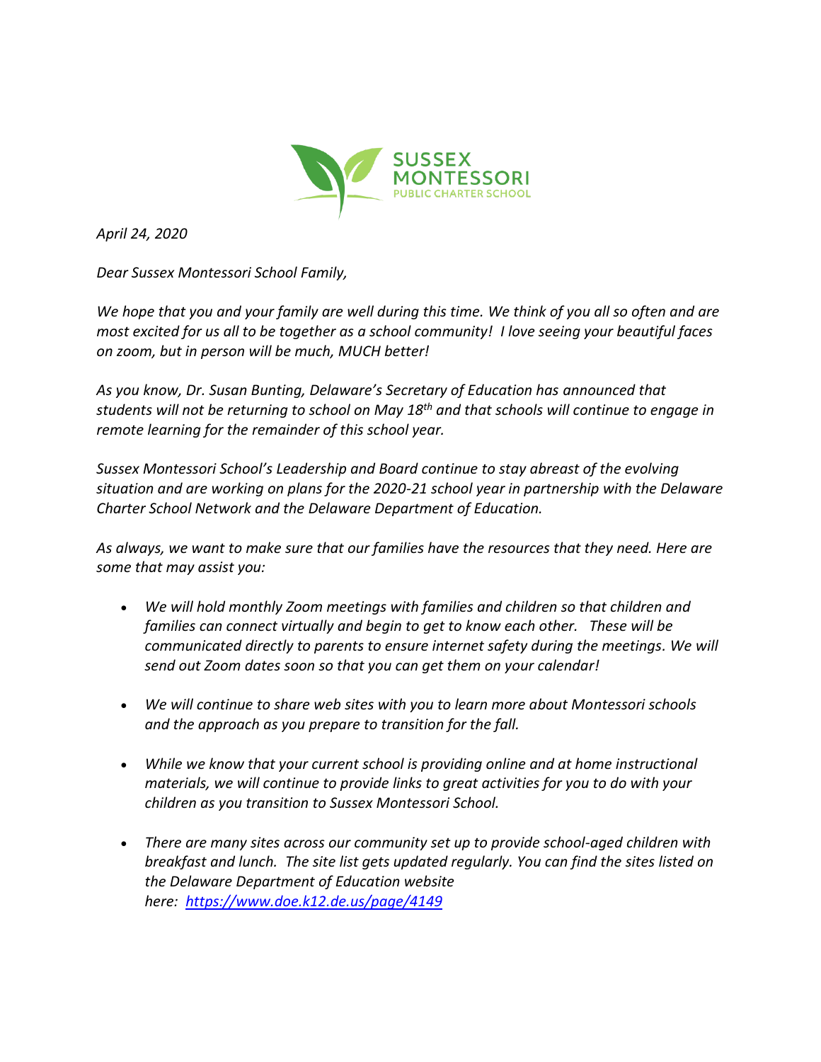SUSSEX MONTESSORI
PUBLIC CHARTER SCHOOL

*April 24, 2020*

*Dear Sussex Montessori School Family,*

*We hope that you and your family are well during this time. We think of you all so often and are most excited for us all to be together as a school community! I love seeing your beautiful faces on zoom, but in person will be much, MUCH better!*

*As you know, Dr. Susan Bunting, Delaware's Secretary of Education has announced that students will not be returning to school on May 18th and that schools will continue to engage in remote learning for the remainder of this school year.*

*Sussex Montessori School's Leadership and Board continue to stay abreast of the evolving situation and are working on plans for the 2020-21 school year in partnership with the Delaware Charter School Network and the Delaware Department of Education.*

*As always, we want to make sure that our families have the resources that they need. Here are some that may assist you:*

- *We will hold monthly Zoom meetings with families and children so that children and families can connect virtually and begin to get to know each other. These will be communicated directly to parents to ensure internet safety during the meetings. We will send out Zoom dates soon so that you can get them on your calendar!*
- *We will continue to share web sites with you to learn more about Montessori schools and the approach as you prepare to transition for the fall.*
- *While we know that your current school is providing online and at home instructional materials, we will continue to provide links to great activities for you to do with your children as you transition to Sussex Montessori School.*
- *There are many sites across our community set up to provide school-aged children with breakfast and lunch. The site list gets updated regularly. You can find the sites listed on the Delaware Department of Education website here: [https://www.doe.k12.de.us/page/4149](https://www.doe.k12.de.us/page/4149)*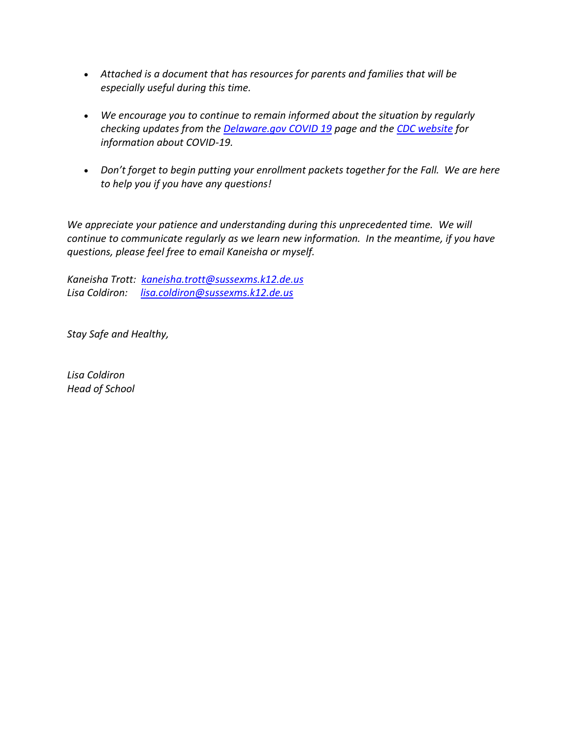- *Attached is a document that has resources for parents and families that will be especially useful during this time.*

- *We encourage you to continue to remain informed about the situation by regularly checking updates from the [Delaware.gov COVID 19](Delaware.gov COVID 19) page and the [CDC website](CDC website) for information about COVID-19.*

- *Don't forget to begin putting your enrollment packets together for the Fall. We are here to help you if you have any questions!*

*We appreciate your patience and understanding during this unprecedented time. We will continue to communicate regularly as we learn new information. In the meantime, if you have questions, please feel free to email Kaneisha or myself.*

*Kaneisha Trott: kaneisha.trott@sussexms.k12.de.us*
*Lisa Coldiron: lisa.coldiron@sussexms.k12.de.us*

*Stay Safe and Healthy,*

*Lisa Coldiron*
*Head of School*